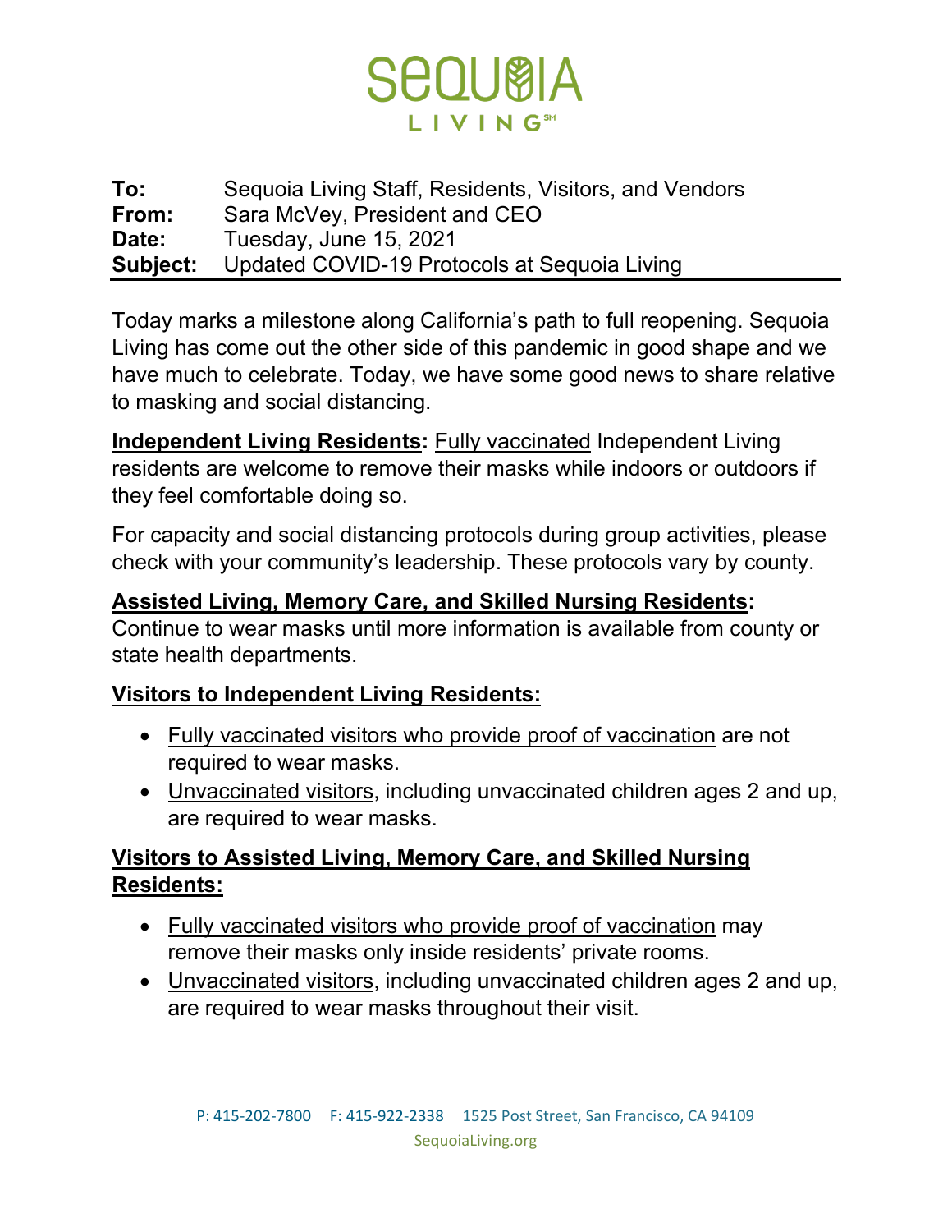# SEQUOIA LIVING

**To:** Sequoia Living Staff, Residents, Visitors, and Vendors
**From:** Sara McVey, President and CEO
**Date:** Tuesday, June 15, 2021
**Subject:** Updated COVID-19 Protocols at Sequoia Living

Today marks a milestone along California's path to full reopening. Sequoia Living has come out the other side of this pandemic in good shape and we have much to celebrate. Today, we have some good news to share relative to masking and social distancing.

**Independent Living Residents:** Fully vaccinated Independent Living residents are welcome to remove their masks while indoors or outdoors if they feel comfortable doing so.

For capacity and social distancing protocols during group activities, please check with your community's leadership. These protocols vary by county.

**Assisted Living, Memory Care, and Skilled Nursing Residents:**
Continue to wear masks until more information is available from county or state health departments.

**Visitors to Independent Living Residents:**

- Fully vaccinated visitors who provide proof of vaccination are not required to wear masks.
- Unvaccinated visitors, including unvaccinated children ages 2 and up, are required to wear masks.

**Visitors to Assisted Living, Memory Care, and Skilled Nursing Residents:**

- Fully vaccinated visitors who provide proof of vaccination may remove their masks only inside residents' private rooms.
- Unvaccinated visitors, including unvaccinated children ages 2 and up, are required to wear masks throughout their visit.

P: 415-202-7800 F: 415-922-2338 1525 Post Street, San Francisco, CA 94109
SequoiaLiving.org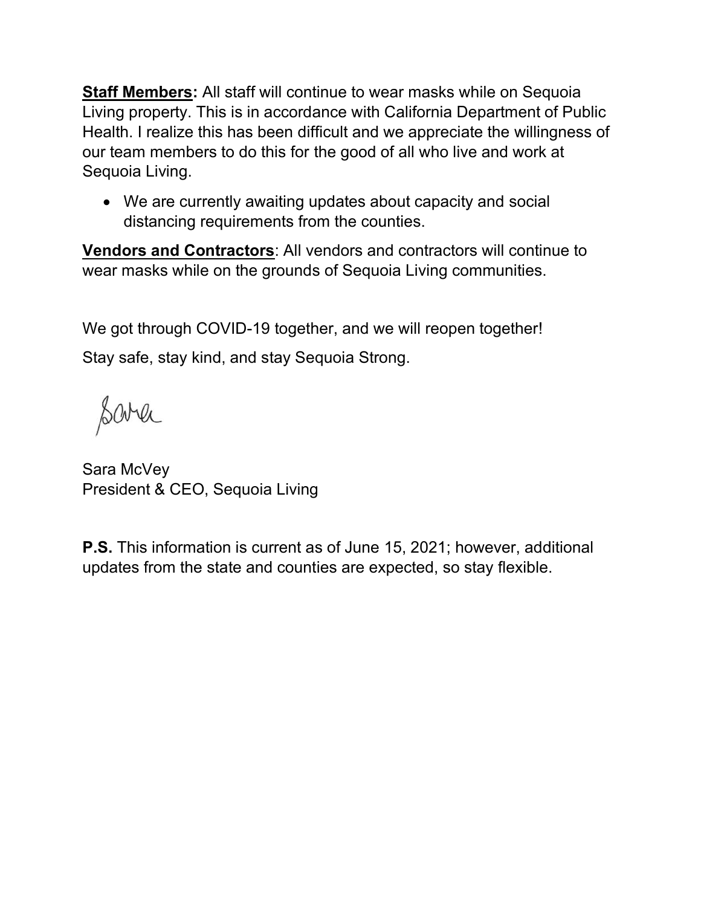**Staff Members:** All staff will continue to wear masks while on Sequoia Living property. This is in accordance with California Department of Public Health. I realize this has been difficult and we appreciate the willingness of our team members to do this for the good of all who live and work at Sequoia Living.

- We are currently awaiting updates about capacity and social distancing requirements from the counties.

**Vendors and Contractors**: All vendors and contractors will continue to wear masks while on the grounds of Sequoia Living communities.

We got through COVID-19 together, and we will reopen together!

Stay safe, stay kind, and stay Sequoia Strong.

Sara

Sara McVey
President & CEO, Sequoia Living

**P.S.** This information is current as of June 15, 2021; however, additional updates from the state and counties are expected, so stay flexible.